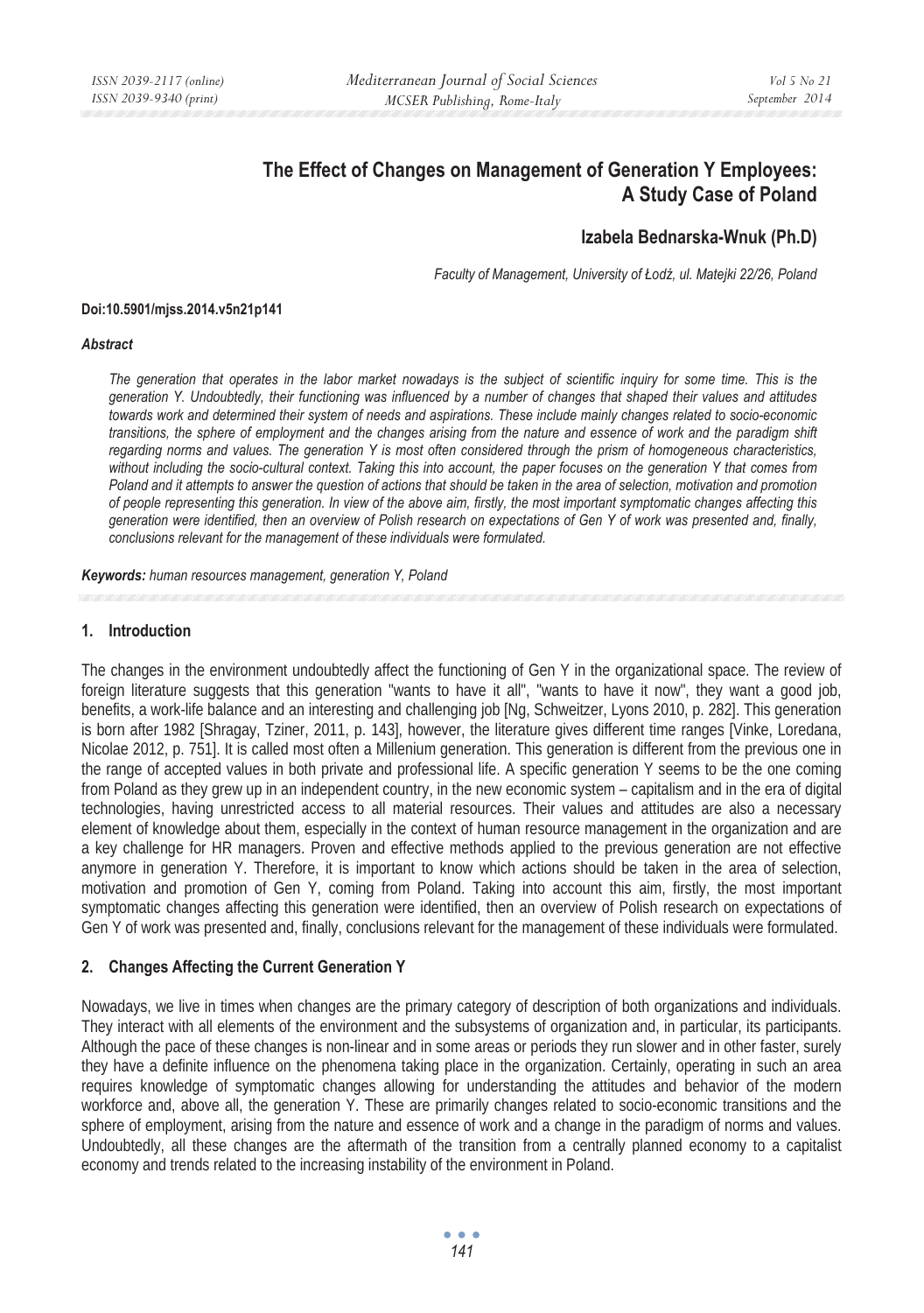# The Effect of Changes on Management of Generation Y Employees: A Study Case of Poland

**Izabela Bednarska-Wnuk (Ph.D)**

*Faculty of Management, University of Łodź, ul. Matejki 22/26, Poland*

**Doi:10.5901/mjss.2014.v5n21p141**

***Abstract***

*The generation that operates in the labor market nowadays is the subject of scientific inquiry for some time. This is the generation Y. Undoubtedly, their functioning was influenced by a number of changes that shaped their values and attitudes towards work and determined their system of needs and aspirations. These include mainly changes related to socio-economic transitions, the sphere of employment and the changes arising from the nature and essence of work and the paradigm shift regarding norms and values. The generation Y is most often considered through the prism of homogeneous characteristics, without including the socio-cultural context. Taking this into account, the paper focuses on the generation Y that comes from Poland and it attempts to answer the question of actions that should be taken in the area of selection, motivation and promotion of people representing this generation. In view of the above aim, firstly, the most important symptomatic changes affecting this generation were identified, then an overview of Polish research on expectations of Gen Y of work was presented and, finally, conclusions relevant for the management of these individuals were formulated.*

***Keywords:*** *human resources management, generation Y, Poland*

## 1. Introduction

The changes in the environment undoubtedly affect the functioning of Gen Y in the organizational space. The review of foreign literature suggests that this generation "wants to have it all", "wants to have it now", they want a good job, benefits, a work-life balance and an interesting and challenging job [Ng, Schweitzer, Lyons 2010, p. 282]. This generation is born after 1982 [Shragay, Tziner, 2011, p. 143], however, the literature gives different time ranges [Vinke, Loredana, Nicolae 2012, p. 751]. It is called most often a Millenium generation. This generation is different from the previous one in the range of accepted values in both private and professional life. A specific generation Y seems to be the one coming from Poland as they grew up in an independent country, in the new economic system – capitalism and in the era of digital technologies, having unrestricted access to all material resources. Their values and attitudes are also a necessary element of knowledge about them, especially in the context of human resource management in the organization and are a key challenge for HR managers. Proven and effective methods applied to the previous generation are not effective anymore in generation Y. Therefore, it is important to know which actions should be taken in the area of selection, motivation and promotion of Gen Y, coming from Poland. Taking into account this aim, firstly, the most important symptomatic changes affecting this generation were identified, then an overview of Polish research on expectations of Gen Y of work was presented and, finally, conclusions relevant for the management of these individuals were formulated.

## 2. Changes Affecting the Current Generation Y

Nowadays, we live in times when changes are the primary category of description of both organizations and individuals. They interact with all elements of the environment and the subsystems of organization and, in particular, its participants. Although the pace of these changes is non-linear and in some areas or periods they run slower and in other faster, surely they have a definite influence on the phenomena taking place in the organization. Certainly, operating in such an area requires knowledge of symptomatic changes allowing for understanding the attitudes and behavior of the modern workforce and, above all, the generation Y. These are primarily changes related to socio-economic transitions and the sphere of employment, arising from the nature and essence of work and a change in the paradigm of norms and values. Undoubtedly, all these changes are the aftermath of the transition from a centrally planned economy to a capitalist economy and trends related to the increasing instability of the environment in Poland.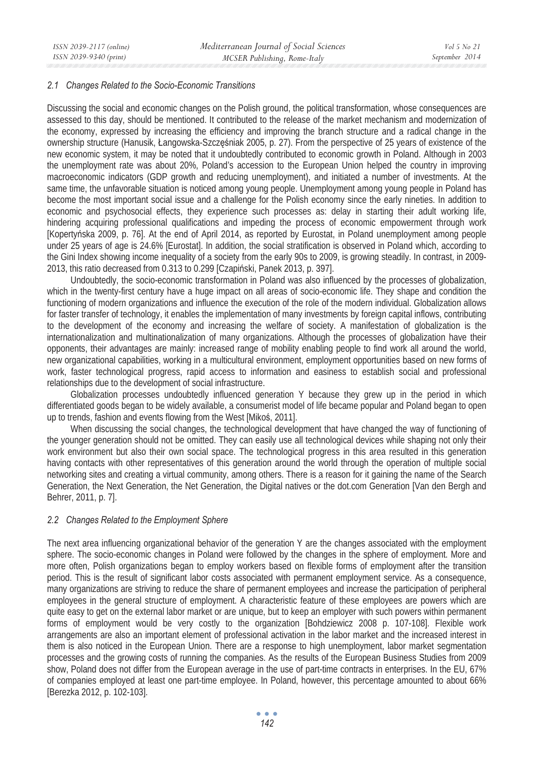### 2.1 Changes Related to the Socio-Economic Transitions

Discussing the social and economic changes on the Polish ground, the political transformation, whose consequences are assessed to this day, should be mentioned. It contributed to the release of the market mechanism and modernization of the economy, expressed by increasing the efficiency and improving the branch structure and a radical change in the ownership structure (Hanusik, Łangowska-Szczęśniak 2005, p. 27). From the perspective of 25 years of existence of the new economic system, it may be noted that it undoubtedly contributed to economic growth in Poland. Although in 2003 the unemployment rate was about 20%, Poland's accession to the European Union helped the country in improving macroeconomic indicators (GDP growth and reducing unemployment), and initiated a number of investments. At the same time, the unfavorable situation is noticed among young people. Unemployment among young people in Poland has become the most important social issue and a challenge for the Polish economy since the early nineties. In addition to economic and psychosocial effects, they experience such processes as: delay in starting their adult working life, hindering acquiring professional qualifications and impeding the process of economic empowerment through work [Kopertyńska 2009, p. 76]. At the end of April 2014, as reported by Eurostat, in Poland unemployment among people under 25 years of age is 24.6% [Eurostat]. In addition, the social stratification is observed in Poland which, according to the Gini Index showing income inequality of a society from the early 90s to 2009, is growing steadily. In contrast, in 2009-2013, this ratio decreased from 0.313 to 0.299 [Czapiński, Panek 2013, p. 397].

Undoubtedly, the socio-economic transformation in Poland was also influenced by the processes of globalization, which in the twenty-first century have a huge impact on all areas of socio-economic life. They shape and condition the functioning of modern organizations and influence the execution of the role of the modern individual. Globalization allows for faster transfer of technology, it enables the implementation of many investments by foreign capital inflows, contributing to the development of the economy and increasing the welfare of society. A manifestation of globalization is the internationalization and multinationalization of many organizations. Although the processes of globalization have their opponents, their advantages are mainly: increased range of mobility enabling people to find work all around the world, new organizational capabilities, working in a multicultural environment, employment opportunities based on new forms of work, faster technological progress, rapid access to information and easiness to establish social and professional relationships due to the development of social infrastructure.

Globalization processes undoubtedly influenced generation Y because they grew up in the period in which differentiated goods began to be widely available, a consumerist model of life became popular and Poland began to open up to trends, fashion and events flowing from the West [Mikoś, 2011].

When discussing the social changes, the technological development that have changed the way of functioning of the younger generation should not be omitted. They can easily use all technological devices while shaping not only their work environment but also their own social space. The technological progress in this area resulted in this generation having contacts with other representatives of this generation around the world through the operation of multiple social networking sites and creating a virtual community, among others. There is a reason for it gaining the name of the Search Generation, the Next Generation, the Net Generation, the Digital natives or the dot.com Generation [Van den Bergh and Behrer, 2011, p. 7].

### 2.2 Changes Related to the Employment Sphere

The next area influencing organizational behavior of the generation Y are the changes associated with the employment sphere. The socio-economic changes in Poland were followed by the changes in the sphere of employment. More and more often, Polish organizations began to employ workers based on flexible forms of employment after the transition period. This is the result of significant labor costs associated with permanent employment service. As a consequence, many organizations are striving to reduce the share of permanent employees and increase the participation of peripheral employees in the general structure of employment. A characteristic feature of these employees are powers which are quite easy to get on the external labor market or are unique, but to keep an employer with such powers within permanent forms of employment would be very costly to the organization [Bohdziewicz 2008 p. 107-108]. Flexible work arrangements are also an important element of professional activation in the labor market and the increased interest in them is also noticed in the European Union. There are a response to high unemployment, labor market segmentation processes and the growing costs of running the companies. As the results of the European Business Studies from 2009 show, Poland does not differ from the European average in the use of part-time contracts in enterprises. In the EU, 67% of companies employed at least one part-time employee. In Poland, however, this percentage amounted to about 66% [Berezka 2012, p. 102-103].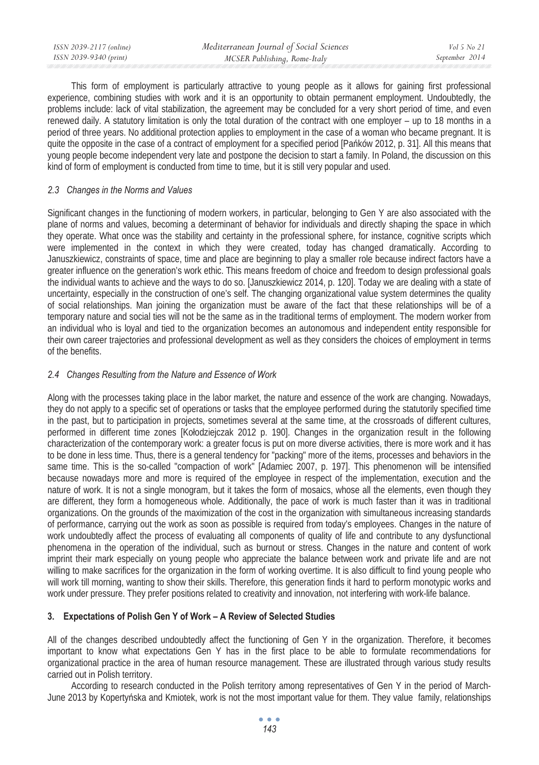This form of employment is particularly attractive to young people as it allows for gaining first professional experience, combining studies with work and it is an opportunity to obtain permanent employment. Undoubtedly, the problems include: lack of vital stabilization, the agreement may be concluded for a very short period of time, and even renewed daily. A statutory limitation is only the total duration of the contract with one employer – up to 18 months in a period of three years. No additional protection applies to employment in the case of a woman who became pregnant. It is quite the opposite in the case of a contract of employment for a specified period [Pańków 2012, p. 31]. All this means that young people become independent very late and postpone the decision to start a family. In Poland, the discussion on this kind of form of employment is conducted from time to time, but it is still very popular and used.

### *2.3 Changes in the Norms and Values*

Significant changes in the functioning of modern workers, in particular, belonging to Gen Y are also associated with the plane of norms and values, becoming a determinant of behavior for individuals and directly shaping the space in which they operate. What once was the stability and certainty in the professional sphere, for instance, cognitive scripts which were implemented in the context in which they were created, today has changed dramatically. According to Januszkiewicz, constraints of space, time and place are beginning to play a smaller role because indirect factors have a greater influence on the generation's work ethic. This means freedom of choice and freedom to design professional goals the individual wants to achieve and the ways to do so. [Januszkiewicz 2014, p. 120]. Today we are dealing with a state of uncertainty, especially in the construction of one's self. The changing organizational value system determines the quality of social relationships. Man joining the organization must be aware of the fact that these relationships will be of a temporary nature and social ties will not be the same as in the traditional terms of employment. The modern worker from an individual who is loyal and tied to the organization becomes an autonomous and independent entity responsible for their own career trajectories and professional development as well as they considers the choices of employment in terms of the benefits.

### *2.4 Changes Resulting from the Nature and Essence of Work*

Along with the processes taking place in the labor market, the nature and essence of the work are changing. Nowadays, they do not apply to a specific set of operations or tasks that the employee performed during the statutorily specified time in the past, but to participation in projects, sometimes several at the same time, at the crossroads of different cultures, performed in different time zones [Kołodziejczak 2012 p. 190]. Changes in the organization result in the following characterization of the contemporary work: a greater focus is put on more diverse activities, there is more work and it has to be done in less time. Thus, there is a general tendency for "packing" more of the items, processes and behaviors in the same time. This is the so-called "compaction of work" [Adamiec 2007, p. 197]. This phenomenon will be intensified because nowadays more and more is required of the employee in respect of the implementation, execution and the nature of work. It is not a single monogram, but it takes the form of mosaics, whose all the elements, even though they are different, they form a homogeneous whole. Additionally, the pace of work is much faster than it was in traditional organizations. On the grounds of the maximization of the cost in the organization with simultaneous increasing standards of performance, carrying out the work as soon as possible is required from today's employees. Changes in the nature of work undoubtedly affect the process of evaluating all components of quality of life and contribute to any dysfunctional phenomena in the operation of the individual, such as burnout or stress. Changes in the nature and content of work imprint their mark especially on young people who appreciate the balance between work and private life and are not willing to make sacrifices for the organization in the form of working overtime. It is also difficult to find young people who will work till morning, wanting to show their skills. Therefore, this generation finds it hard to perform monotypic works and work under pressure. They prefer positions related to creativity and innovation, not interfering with work-life balance.

## 3. Expectations of Polish Gen Y of Work – A Review of Selected Studies

All of the changes described undoubtedly affect the functioning of Gen Y in the organization. Therefore, it becomes important to know what expectations Gen Y has in the first place to be able to formulate recommendations for organizational practice in the area of human resource management. These are illustrated through various study results carried out in Polish territory.

According to research conducted in the Polish territory among representatives of Gen Y in the period of March-June 2013 by Kopertyńska and Kmiotek, work is not the most important value for them. They value family, relationships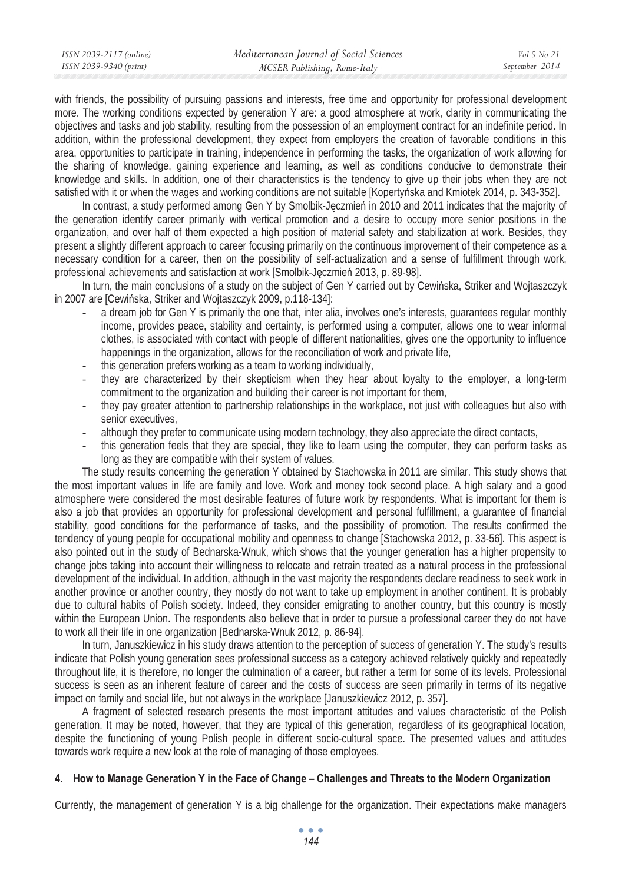with friends, the possibility of pursuing passions and interests, free time and opportunity for professional development more. The working conditions expected by generation Y are: a good atmosphere at work, clarity in communicating the objectives and tasks and job stability, resulting from the possession of an employment contract for an indefinite period. In addition, within the professional development, they expect from employers the creation of favorable conditions in this area, opportunities to participate in training, independence in performing the tasks, the organization of work allowing for the sharing of knowledge, gaining experience and learning, as well as conditions conducive to demonstrate their knowledge and skills. In addition, one of their characteristics is the tendency to give up their jobs when they are not satisfied with it or when the wages and working conditions are not suitable [Kopertyńska and Kmiotek 2014, p. 343-352].

In contrast, a study performed among Gen Y by Smolbik-Jęczmień in 2010 and 2011 indicates that the majority of the generation identify career primarily with vertical promotion and a desire to occupy more senior positions in the organization, and over half of them expected a high position of material safety and stabilization at work. Besides, they present a slightly different approach to career focusing primarily on the continuous improvement of their competence as a necessary condition for a career, then on the possibility of self-actualization and a sense of fulfillment through work, professional achievements and satisfaction at work [Smolbik-Jęczmień 2013, p. 89-98].

In turn, the main conclusions of a study on the subject of Gen Y carried out by Cewińska, Striker and Wojtaszczyk in 2007 are [Cewińska, Striker and Wojtaszczyk 2009, p.118-134]:

- a dream job for Gen Y is primarily the one that, inter alia, involves one's interests, guarantees regular monthly income, provides peace, stability and certainty, is performed using a computer, allows one to wear informal clothes, is associated with contact with people of different nationalities, gives one the opportunity to influence happenings in the organization, allows for the reconciliation of work and private life,
- this generation prefers working as a team to working individually,
- they are characterized by their skepticism when they hear about loyalty to the employer, a long-term commitment to the organization and building their career is not important for them,
- they pay greater attention to partnership relationships in the workplace, not just with colleagues but also with senior executives,
- although they prefer to communicate using modern technology, they also appreciate the direct contacts,
- this generation feels that they are special, they like to learn using the computer, they can perform tasks as long as they are compatible with their system of values.

The study results concerning the generation Y obtained by Stachowska in 2011 are similar. This study shows that the most important values in life are family and love. Work and money took second place. A high salary and a good atmosphere were considered the most desirable features of future work by respondents. What is important for them is also a job that provides an opportunity for professional development and personal fulfillment, a guarantee of financial stability, good conditions for the performance of tasks, and the possibility of promotion. The results confirmed the tendency of young people for occupational mobility and openness to change [Stachowska 2012, p. 33-56]. This aspect is also pointed out in the study of Bednarska-Wnuk, which shows that the younger generation has a higher propensity to change jobs taking into account their willingness to relocate and retrain treated as a natural process in the professional development of the individual. In addition, although in the vast majority the respondents declare readiness to seek work in another province or another country, they mostly do not want to take up employment in another continent. It is probably due to cultural habits of Polish society. Indeed, they consider emigrating to another country, but this country is mostly within the European Union. The respondents also believe that in order to pursue a professional career they do not have to work all their life in one organization [Bednarska-Wnuk 2012, p. 86-94].

In turn, Januszkiewicz in his study draws attention to the perception of success of generation Y. The study's results indicate that Polish young generation sees professional success as a category achieved relatively quickly and repeatedly throughout life, it is therefore, no longer the culmination of a career, but rather a term for some of its levels. Professional success is seen as an inherent feature of career and the costs of success are seen primarily in terms of its negative impact on family and social life, but not always in the workplace [Januszkiewicz 2012, p. 357].

A fragment of selected research presents the most important attitudes and values characteristic of the Polish generation. It may be noted, however, that they are typical of this generation, regardless of its geographical location, despite the functioning of young Polish people in different socio-cultural space. The presented values and attitudes towards work require a new look at the role of managing of those employees.

## 4. How to Manage Generation Y in the Face of Change – Challenges and Threats to the Modern Organization

Currently, the management of generation Y is a big challenge for the organization. Their expectations make managers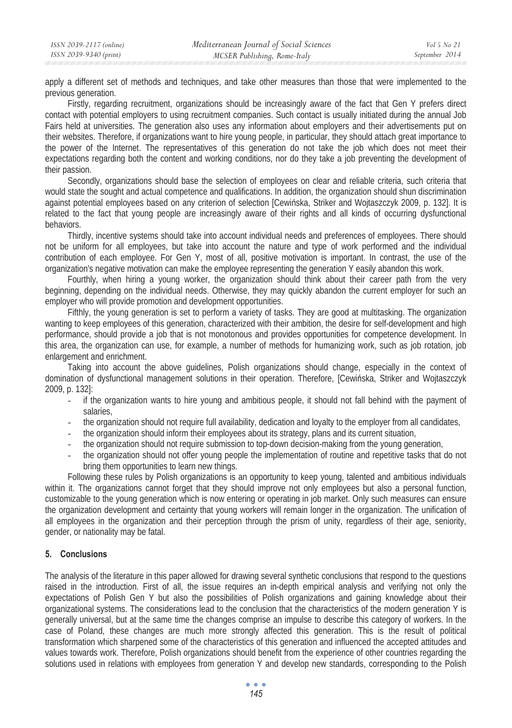apply a different set of methods and techniques, and take other measures than those that were implemented to the previous generation.

Firstly, regarding recruitment, organizations should be increasingly aware of the fact that Gen Y prefers direct contact with potential employers to using recruitment companies. Such contact is usually initiated during the annual Job Fairs held at universities. The generation also uses any information about employers and their advertisements put on their websites. Therefore, if organizations want to hire young people, in particular, they should attach great importance to the power of the Internet. The representatives of this generation do not take the job which does not meet their expectations regarding both the content and working conditions, nor do they take a job preventing the development of their passion.

Secondly, organizations should base the selection of employees on clear and reliable criteria, such criteria that would state the sought and actual competence and qualifications. In addition, the organization should shun discrimination against potential employees based on any criterion of selection [Cewińska, Striker and Wojtaszczyk 2009, p. 132]. It is related to the fact that young people are increasingly aware of their rights and all kinds of occurring dysfunctional behaviors.

Thirdly, incentive systems should take into account individual needs and preferences of employees. There should not be uniform for all employees, but take into account the nature and type of work performed and the individual contribution of each employee. For Gen Y, most of all, positive motivation is important. In contrast, the use of the organization's negative motivation can make the employee representing the generation Y easily abandon this work.

Fourthly, when hiring a young worker, the organization should think about their career path from the very beginning, depending on the individual needs. Otherwise, they may quickly abandon the current employer for such an employer who will provide promotion and development opportunities.

Fifthly, the young generation is set to perform a variety of tasks. They are good at multitasking. The organization wanting to keep employees of this generation, characterized with their ambition, the desire for self-development and high performance, should provide a job that is not monotonous and provides opportunities for competence development. In this area, the organization can use, for example, a number of methods for humanizing work, such as job rotation, job enlargement and enrichment.

Taking into account the above guidelines, Polish organizations should change, especially in the context of domination of dysfunctional management solutions in their operation. Therefore, [Cewińska, Striker and Wojtaszczyk 2009, p. 132]:

- if the organization wants to hire young and ambitious people, it should not fall behind with the payment of salaries,
- the organization should not require full availability, dedication and loyalty to the employer from all candidates,
- the organization should inform their employees about its strategy, plans and its current situation,
- the organization should not require submission to top-down decision-making from the young generation,
- the organization should not offer young people the implementation of routine and repetitive tasks that do not bring them opportunities to learn new things.

Following these rules by Polish organizations is an opportunity to keep young, talented and ambitious individuals within it. The organizations cannot forget that they should improve not only employees but also a personal function, customizable to the young generation which is now entering or operating in job market. Only such measures can ensure the organization development and certainty that young workers will remain longer in the organization. The unification of all employees in the organization and their perception through the prism of unity, regardless of their age, seniority, gender, or nationality may be fatal.

## 5. Conclusions

The analysis of the literature in this paper allowed for drawing several synthetic conclusions that respond to the questions raised in the introduction. First of all, the issue requires an in-depth empirical analysis and verifying not only the expectations of Polish Gen Y but also the possibilities of Polish organizations and gaining knowledge about their organizational systems. The considerations lead to the conclusion that the characteristics of the modern generation Y is generally universal, but at the same time the changes comprise an impulse to describe this category of workers. In the case of Poland, these changes are much more strongly affected this generation. This is the result of political transformation which sharpened some of the characteristics of this generation and influenced the accepted attitudes and values towards work. Therefore, Polish organizations should benefit from the experience of other countries regarding the solutions used in relations with employees from generation Y and develop new standards, corresponding to the Polish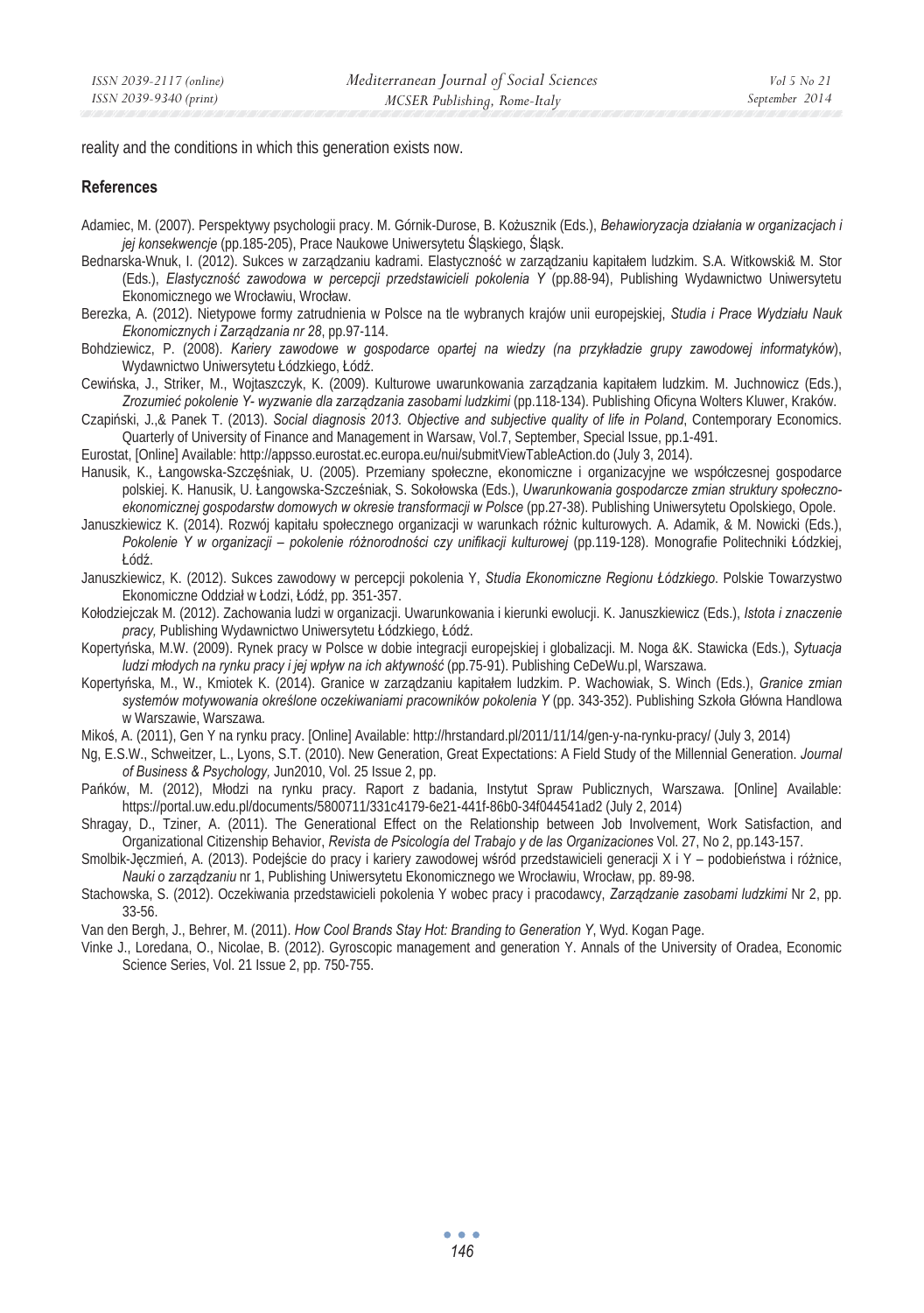reality and the conditions in which this generation exists now.

## References

Adamiec, M. (2007). Perspektywy psychologii pracy. M. Górnik-Durose, B. Kożusznik (Eds.), *Behawioryzacja działania w organizacjach i jej konsekwencje* (pp.185-205), Prace Naukowe Uniwersytetu Śląskiego, Śląsk.

Bednarska-Wnuk, I. (2012). Sukces w zarządzaniu kadrami. Elastyczność w zarządzaniu kapitałem ludzkim. S.A. Witkowski& M. Stor (Eds.), *Elastyczność zawodowa w percepcji przedstawicieli pokolenia Y* (pp.88-94), Publishing Wydawnictwo Uniwersytetu Ekonomicznego we Wrocławiu, Wrocław.

Berezka, A. (2012). Nietypowe formy zatrudnienia w Polsce na tle wybranych krajów unii europejskiej, *Studia i Prace Wydziału Nauk Ekonomicznych i Zarządzania nr 28*, pp.97-114.

Bohdziewicz, P. (2008). *Kariery zawodowe w gospodarce opartej na wiedzy (na przykładzie grupy zawodowej informatyków*), Wydawnictwo Uniwersytetu Łódzkiego, Łódź.

Cewińska, J., Striker, M., Wojtaszczyk, K. (2009). Kulturowe uwarunkowania zarządzania kapitałem ludzkim. M. Juchnowicz (Eds.), *Zrozumieć pokolenie Y- wyzwanie dla zarządzania zasobami ludzkimi* (pp.118-134). Publishing Oficyna Wolters Kluwer, Kraków.

Czapiński, J.,& Panek T. (2013). *Social diagnosis 2013. Objective and subjective quality of life in Poland*, Contemporary Economics. Quarterly of University of Finance and Management in Warsaw, Vol.7, September, Special Issue, pp.1-491.

Eurostat, [Online] Available: http://appsso.eurostat.ec.europa.eu/nui/submitViewTableAction.do (July 3, 2014).

Hanusik, K., Łangowska-Szczęśniak, U. (2005). Przemiany społeczne, ekonomiczne i organizacyjne we współczesnej gospodarce polskiej. K. Hanusik, U. Łangowska-Szczęśniak, S. Sokołowska (Eds.), *Uwarunkowania gospodarcze zmian struktury społeczno-ekonomicznej gospodarstw domowych w okresie transformacji w Polsce* (pp.27-38). Publishing Uniwersytetu Opolskiego, Opole.

Januszkiewicz K. (2014). Rozwój kapitału społecznego organizacji w warunkach różnic kulturowych. A. Adamik, & M. Nowicki (Eds.), *Pokolenie Y w organizacji – pokolenie różnorodności czy unifikacji kulturowej* (pp.119-128). Monografie Politechniki Łódzkiej, Łódź.

Januszkiewicz, K. (2012). Sukces zawodowy w percepcji pokolenia Y, *Studia Ekonomiczne Regionu Łódzkiego*. Polskie Towarzystwo Ekonomiczne Oddział w Łodzi, Łódź, pp. 351-357.

Kołodziejczak M. (2012). Zachowania ludzi w organizacji. Uwarunkowania i kierunki ewolucji. K. Januszkiewicz (Eds.), *Istota i znaczenie pracy,* Publishing Wydawnictwo Uniwersytetu Łódzkiego, Łódź.

Kopertyńska, M.W. (2009). Rynek pracy w Polsce w dobie integracji europejskiej i globalizacji. M. Noga &K. Stawicka (Eds.), *Sytuacja ludzi młodych na rynku pracy i jej wpływ na ich aktywność* (pp.75-91). Publishing CeDeWu.pl, Warszawa.

Kopertyńska, M., W., Kmiotek K. (2014). Granice w zarządzaniu kapitałem ludzkim. P. Wachowiak, S. Winch (Eds.), *Granice zmian systemów motywowania określone oczekiwaniami pracowników pokolenia Y* (pp. 343-352). Publishing Szkoła Główna Handlowa w Warszawie, Warszawa.

Mikoś, A. (2011), Gen Y na rynku pracy. [Online] Available: http://hrstandard.pl/2011/11/14/gen-y-na-rynku-pracy/ (July 3, 2014)

Ng, E.S.W., Schweitzer, L., Lyons, S.T. (2010). New Generation, Great Expectations: A Field Study of the Millennial Generation. *Journal of Business & Psychology,* Jun2010, Vol. 25 Issue 2, pp.

Pańków, M. (2012), Młodzi na rynku pracy. Raport z badania, Instytut Spraw Publicznych, Warszawa. [Online] Available: https://portal.uw.edu.pl/documents/5800711/331c4179-6e21-441f-86b0-34f044541ad2 (July 2, 2014)

Shragay, D., Tziner, A. (2011). The Generational Effect on the Relationship between Job Involvement, Work Satisfaction, and Organizational Citizenship Behavior, *Revista de Psicología del Trabajo y de las Organizaciones* Vol. 27, No 2, pp.143-157.

Smolbik-Jęczmień, A. (2013). Podejście do pracy i kariery zawodowej wśród przedstawicieli generacji X i Y – podobieństwa i różnice, *Nauki o zarządzaniu* nr 1, Publishing Uniwersytetu Ekonomicznego we Wrocławiu, Wrocław, pp. 89-98.

Stachowska, S. (2012). Oczekiwania przedstawicieli pokolenia Y wobec pracy i pracodawcy, *Zarządzanie zasobami ludzkimi* Nr 2, pp. 33-56.

Van den Bergh, J., Behrer, M. (2011). *How Cool Brands Stay Hot: Branding to Generation Y*, Wyd. Kogan Page.

Vinke J., Loredana, O., Nicolae, B. (2012). Gyroscopic management and generation Y. Annals of the University of Oradea, Economic Science Series, Vol. 21 Issue 2, pp. 750-755.